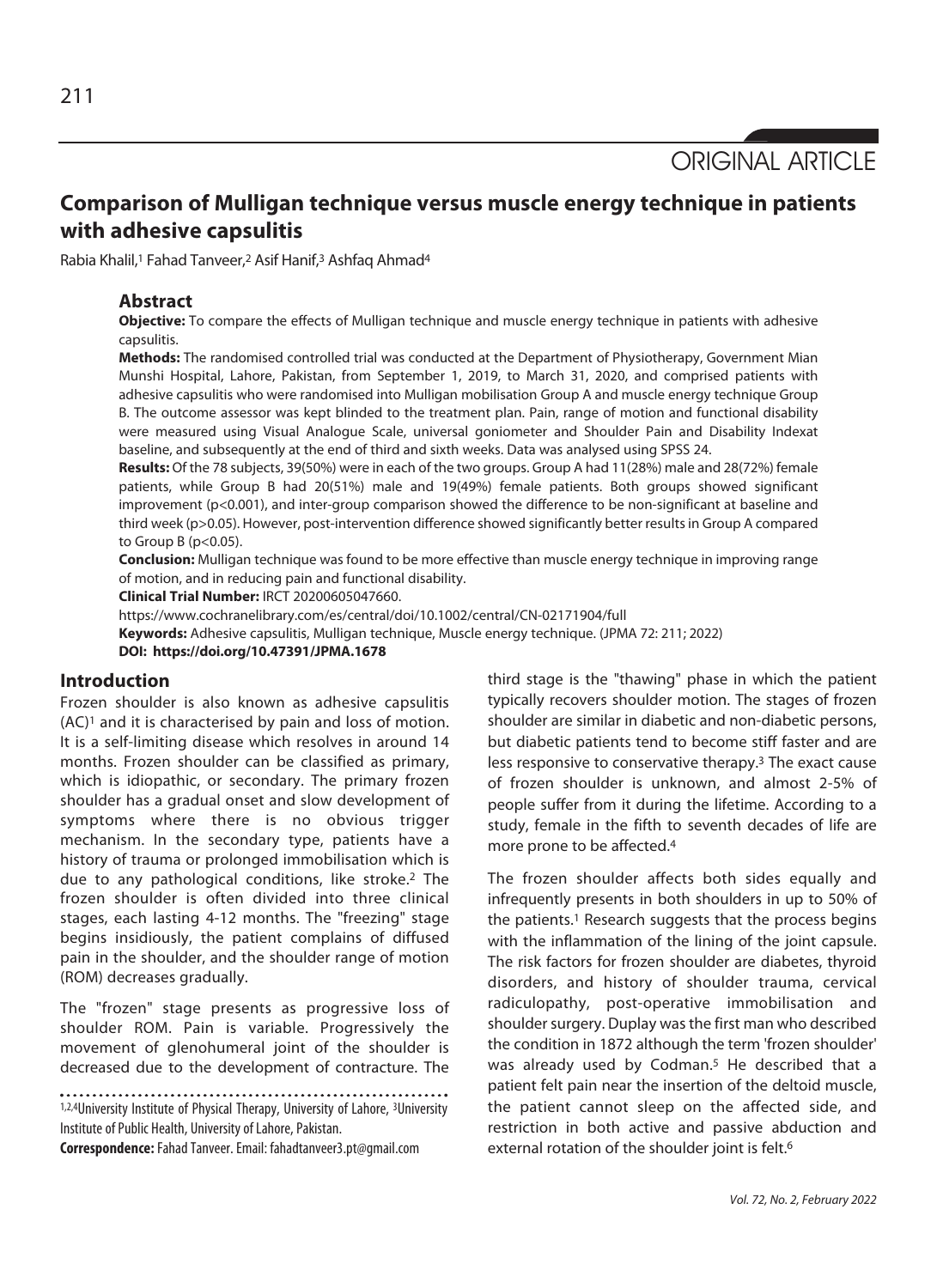ORIGINAL ARTICLE

# Comparison of Mulligan technique versus muscle energy technique in patients with adhesive capsulitis

Rabia Khalil,[1] Fahad Tanveer,[2] Asif Hanif,[3] Ashfaq Ahmad[4]

## Abstract

**Objective:** To compare the effects of Mulligan technique and muscle energy technique in patients with adhesive capsulitis.

**Methods:** The randomised controlled trial was conducted at the Department of Physiotherapy, Government Mian Munshi Hospital, Lahore, Pakistan, from September 1, 2019, to March 31, 2020, and comprised patients with adhesive capsulitis who were randomised into Mulligan mobilisation Group A and muscle energy technique Group B. The outcome assessor was kept blinded to the treatment plan. Pain, range of motion and functional disability were measured using Visual Analogue Scale, universal goniometer and Shoulder Pain and Disability Indexat baseline, and subsequently at the end of third and sixth weeks. Data was analysed using SPSS 24.

**Results:** Of the 78 subjects, 39(50%) were in each of the two groups. Group A had 11(28%) male and 28(72%) female patients, while Group B had 20(51%) male and 19(49%) female patients. Both groups showed significant improvement ($p<0.001$), and inter-group comparison showed the difference to be non-significant at baseline and third week ($p>0.05$). However, post-intervention difference showed significantly better results in Group A compared to Group B ($p<0.05$).

**Conclusion:** Mulligan technique was found to be more effective than muscle energy technique in improving range of motion, and in reducing pain and functional disability.

**Clinical Trial Number:** IRCT 20200605047660.

https://www.cochranelibrary.com/es/central/doi/10.1002/central/CN-02171904/full

**Keywords:** Adhesive capsulitis, Mulligan technique, Muscle energy technique. (JPMA 72: 211; 2022)

**DOI: https://doi.org/10.47391/JPMA.1678**

## Introduction

Frozen shoulder is also known as adhesive capsulitis (AC)[1] and it is characterised by pain and loss of motion. It is a self-limiting disease which resolves in around 14 months. Frozen shoulder can be classified as primary, which is idiopathic, or secondary. The primary frozen shoulder has a gradual onset and slow development of symptoms where there is no obvious trigger mechanism. In the secondary type, patients have a history of trauma or prolonged immobilisation which is due to any pathological conditions, like stroke.[2] The frozen shoulder is often divided into three clinical stages, each lasting 4-12 months. The "freezing" stage begins insidiously, the patient complains of diffused pain in the shoulder, and the shoulder range of motion (ROM) decreases gradually.

The "frozen" stage presents as progressive loss of shoulder ROM. Pain is variable. Progressively the movement of glenohumeral joint of the shoulder is decreased due to the development of contracture. The third stage is the "thawing" phase in which the patient typically recovers shoulder motion. The stages of frozen shoulder are similar in diabetic and non-diabetic persons, but diabetic patients tend to become stiff faster and are less responsive to conservative therapy.[3] The exact cause of frozen shoulder is unknown, and almost 2-5% of people suffer from it during the lifetime. According to a study, female in the fifth to seventh decades of life are more prone to be affected.[4]

The frozen shoulder affects both sides equally and infrequently presents in both shoulders in up to 50% of the patients.[1] Research suggests that the process begins with the inflammation of the lining of the joint capsule. The risk factors for frozen shoulder are diabetes, thyroid disorders, and history of shoulder trauma, cervical radiculopathy, post-operative immobilisation and shoulder surgery. Duplay was the first man who described the condition in 1872 although the term 'frozen shoulder' was already used by Codman.[5] He described that a patient felt pain near the insertion of the deltoid muscle, the patient cannot sleep on the affected side, and restriction in both active and passive abduction and external rotation of the shoulder joint is felt.[6]

[1,2,4]University Institute of Physical Therapy, University of Lahore, [3]University Institute of Public Health, University of Lahore, Pakistan.

**Correspondence:** Fahad Tanveer. Email: fahadtanveer3.pt@gmail.com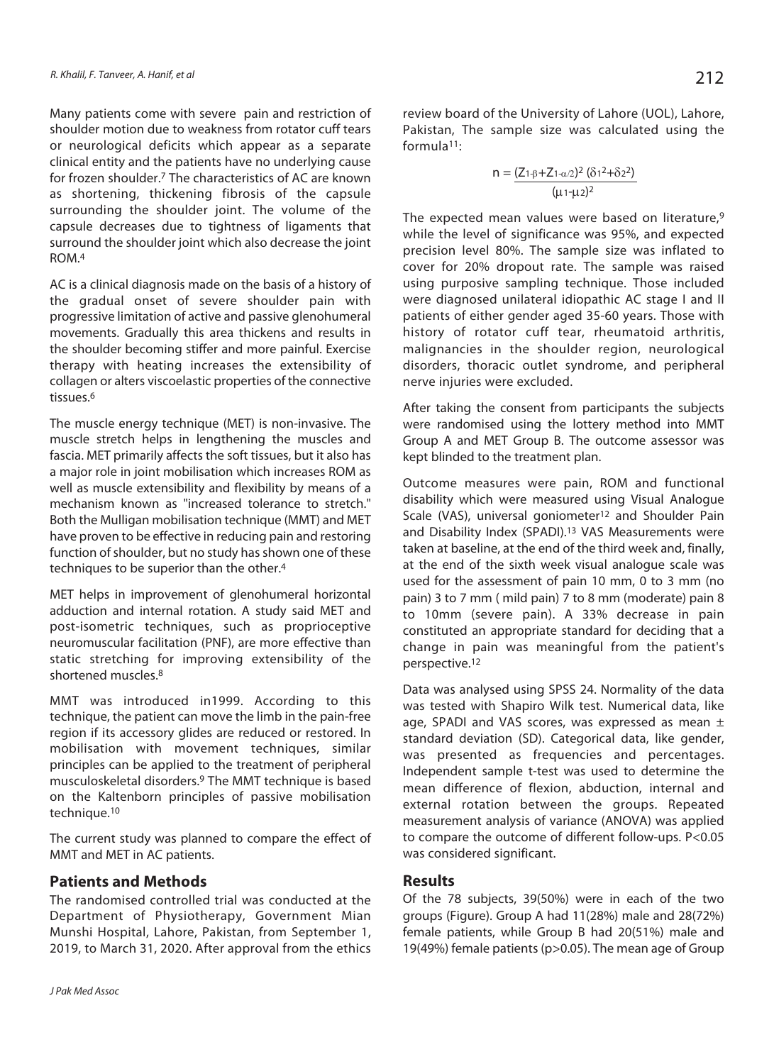Many patients come with severe pain and restriction of shoulder motion due to weakness from rotator cuff tears or neurological deficits which appear as a separate clinical entity and the patients have no underlying cause for frozen shoulder.[7] The characteristics of AC are known as shortening, thickening fibrosis of the capsule surrounding the shoulder joint. The volume of the capsule decreases due to tightness of ligaments that surround the shoulder joint which also decrease the joint ROM.[4]

AC is a clinical diagnosis made on the basis of a history of the gradual onset of severe shoulder pain with progressive limitation of active and passive glenohumeral movements. Gradually this area thickens and results in the shoulder becoming stiffer and more painful. Exercise therapy with heating increases the extensibility of collagen or alters viscoelastic properties of the connective tissues.[6]

The muscle energy technique (MET) is non-invasive. The muscle stretch helps in lengthening the muscles and fascia. MET primarily affects the soft tissues, but it also has a major role in joint mobilisation which increases ROM as well as muscle extensibility and flexibility by means of a mechanism known as "increased tolerance to stretch." Both the Mulligan mobilisation technique (MMT) and MET have proven to be effective in reducing pain and restoring function of shoulder, but no study has shown one of these techniques to be superior than the other.[4]

MET helps in improvement of glenohumeral horizontal adduction and internal rotation. A study said MET and post-isometric techniques, such as proprioceptive neuromuscular facilitation (PNF), are more effective than static stretching for improving extensibility of the shortened muscles.[8]

MMT was introduced in1999. According to this technique, the patient can move the limb in the pain-free region if its accessory glides are reduced or restored. In mobilisation with movement techniques, similar principles can be applied to the treatment of peripheral musculoskeletal disorders.[9] The MMT technique is based on the Kaltenborn principles of passive mobilisation technique.[10]

The current study was planned to compare the effect of MMT and MET in AC patients.

## Patients and Methods

The randomised controlled trial was conducted at the Department of Physiotherapy, Government Mian Munshi Hospital, Lahore, Pakistan, from September 1, 2019, to March 31, 2020. After approval from the ethics review board of the University of Lahore (UOL), Lahore, Pakistan, The sample size was calculated using the formula[11]:

$$n = \frac{(Z_{1-\beta}+Z_{1-\alpha/2})^2\,(\delta_1^2+\delta_2^2)}{(\mu_1-\mu_2)^2}$$

The expected mean values were based on literature,[9] while the level of significance was 95%, and expected precision level 80%. The sample size was inflated to cover for 20% dropout rate. The sample was raised using purposive sampling technique. Those included were diagnosed unilateral idiopathic AC stage I and II patients of either gender aged 35-60 years. Those with history of rotator cuff tear, rheumatoid arthritis, malignancies in the shoulder region, neurological disorders, thoracic outlet syndrome, and peripheral nerve injuries were excluded.

After taking the consent from participants the subjects were randomised using the lottery method into MMT Group A and MET Group B. The outcome assessor was kept blinded to the treatment plan.

Outcome measures were pain, ROM and functional disability which were measured using Visual Analogue Scale (VAS), universal goniometer[12] and Shoulder Pain and Disability Index (SPADI).[13] VAS Measurements were taken at baseline, at the end of the third week and, finally, at the end of the sixth week visual analogue scale was used for the assessment of pain 10 mm, 0 to 3 mm (no pain) 3 to 7 mm ( mild pain) 7 to 8 mm (moderate) pain 8 to 10mm (severe pain). A 33% decrease in pain constituted an appropriate standard for deciding that a change in pain was meaningful from the patient's perspective.[12]

Data was analysed using SPSS 24. Normality of the data was tested with Shapiro Wilk test. Numerical data, like age, SPADI and VAS scores, was expressed as mean ± standard deviation (SD). Categorical data, like gender, was presented as frequencies and percentages. Independent sample t-test was used to determine the mean difference of flexion, abduction, internal and external rotation between the groups. Repeated measurement analysis of variance (ANOVA) was applied to compare the outcome of different follow-ups. $P<0.05$ was considered significant.

## Results

Of the 78 subjects, 39(50%) were in each of the two groups (Figure). Group A had 11(28%) male and 28(72%) female patients, while Group B had 20(51%) male and 19(49%) female patients ($p>0.05$). The mean age of Group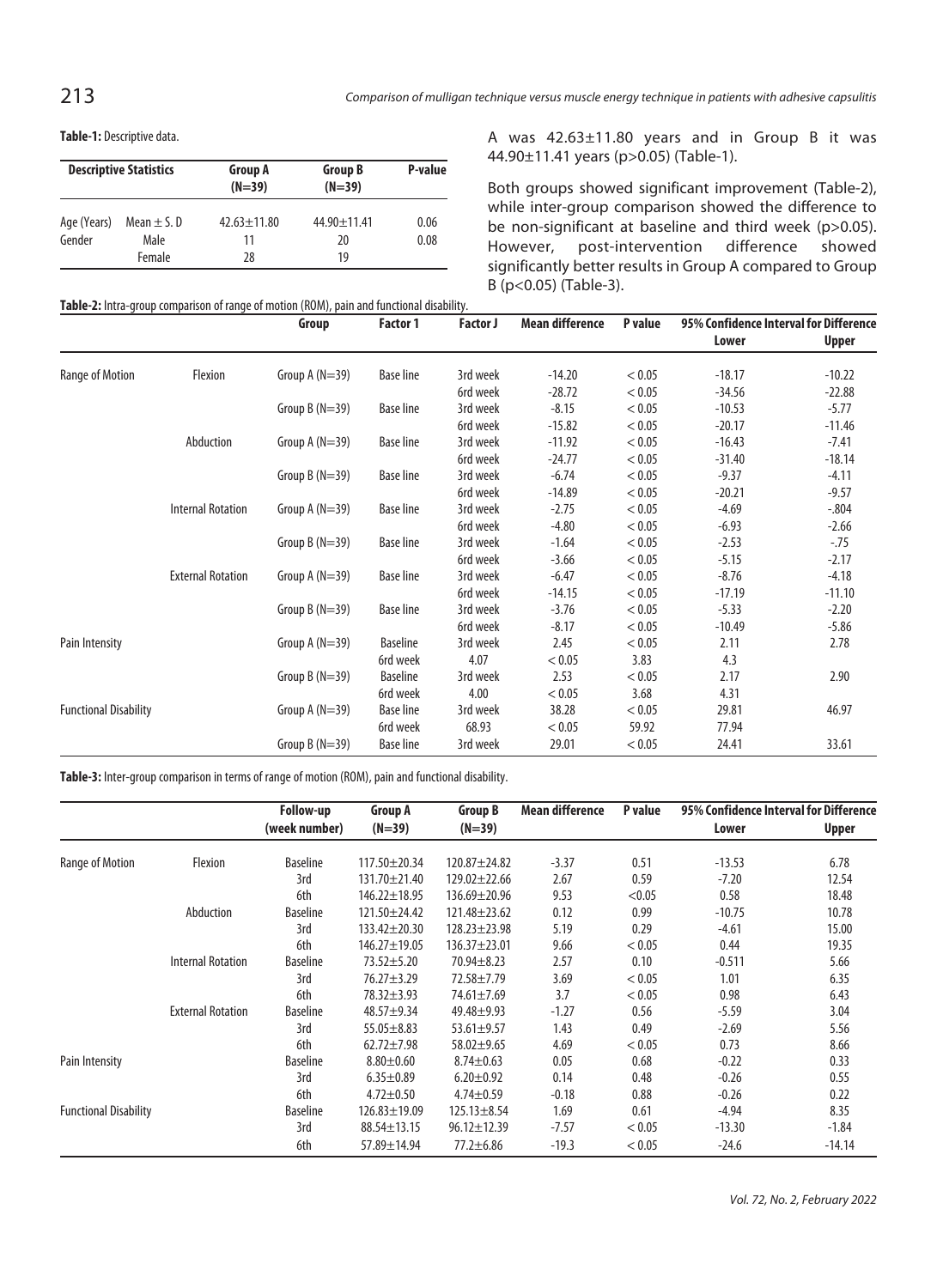**Table-1:** Descriptive data.

| Descriptive Statistics | | Group A (N=39) | Group B (N=39) | P-value |
|---|---|---|---|---|
| Age (Years) | Mean ± S. D | 42.63±11.80 | 44.90±11.41 | 0.06 |
| Gender | Male | 11 | 20 | 0.08 |
| | Female | 28 | 19 | |

A was 42.63±11.80 years and in Group B it was 44.90±11.41 years (p>0.05) (Table-1).

Both groups showed significant improvement (Table-2), while inter-group comparison showed the difference to be non-significant at baseline and third week (p>0.05). However, post-intervention difference showed significantly better results in Group A compared to Group B (p<0.05) (Table-3).

**Table-2:** Intra-group comparison of range of motion (ROM), pain and functional disability.

| | | Group | Factor 1 | Factor J | Mean difference | P value | 95% Confidence Interval for Difference | |
|---|---|---|---|---|---|---|---|---|
| | | | | | | | Lower | Upper |
| Range of Motion | Flexion | Group A (N=39) | Base line | 3rd week | -14.20 | < 0.05 | -18.17 | -10.22 |
| | | | | 6rd week | -28.72 | < 0.05 | -34.56 | -22.88 |
| | | Group B (N=39) | Base line | 3rd week | -8.15 | < 0.05 | -10.53 | -5.77 |
| | | | | 6rd week | -15.82 | < 0.05 | -20.17 | -11.46 |
| | Abduction | Group A (N=39) | Base line | 3rd week | -11.92 | < 0.05 | -16.43 | -7.41 |
| | | | | 6rd week | -24.77 | < 0.05 | -31.40 | -18.14 |
| | | Group B (N=39) | Base line | 3rd week | -6.74 | < 0.05 | -9.37 | -4.11 |
| | | | | 6rd week | -14.89 | < 0.05 | -20.21 | -9.57 |
| | Internal Rotation | Group A (N=39) | Base line | 3rd week | -2.75 | < 0.05 | -4.69 | -.804 |
| | | | | 6rd week | -4.80 | < 0.05 | -6.93 | -2.66 |
| | | Group B (N=39) | Base line | 3rd week | -1.64 | < 0.05 | -2.53 | -.75 |
| | | | | 6rd week | -3.66 | < 0.05 | -5.15 | -2.17 |
| | External Rotation | Group A (N=39) | Base line | 3rd week | -6.47 | < 0.05 | -8.76 | -4.18 |
| | | | | 6rd week | -14.15 | < 0.05 | -17.19 | -11.10 |
| | | Group B (N=39) | Base line | 3rd week | -3.76 | < 0.05 | -5.33 | -2.20 |
| | | | | 6rd week | -8.17 | < 0.05 | -10.49 | -5.86 |
| Pain Intensity | | Group A (N=39) | Baseline | 3rd week | 2.45 | < 0.05 | 2.11 | 2.78 |
| | | | 6rd week | 4.07 | < 0.05 | 3.83 | 4.3 | |
| | | Group B (N=39) | Baseline | 3rd week | 2.53 | < 0.05 | 2.17 | 2.90 |
| | | | 6rd week | 4.00 | < 0.05 | 3.68 | 4.31 | |
| Functional Disability | | Group A (N=39) | Base line | 3rd week | 38.28 | < 0.05 | 29.81 | 46.97 |
| | | | 6rd week | 68.93 | < 0.05 | 59.92 | 77.94 | |
| | | Group B (N=39) | Base line | 3rd week | 29.01 | < 0.05 | 24.41 | 33.61 |

**Table-3:** Inter-group comparison in terms of range of motion (ROM), pain and functional disability.

| | | Follow-up (week number) | Group A (N=39) | Group B (N=39) | Mean difference | P value | 95% Confidence Interval for Difference | |
|---|---|---|---|---|---|---|---|---|
| | | | | | | | Lower | Upper |
| Range of Motion | Flexion | Baseline | 117.50±20.34 | 120.87±24.82 | -3.37 | 0.51 | -13.53 | 6.78 |
| | | 3rd | 131.70±21.40 | 129.02±22.66 | 2.67 | 0.59 | -7.20 | 12.54 |
| | | 6th | 146.22±18.95 | 136.69±20.96 | 9.53 | <0.05 | 0.58 | 18.48 |
| | Abduction | Baseline | 121.50±24.42 | 121.48±23.62 | 0.12 | 0.99 | -10.75 | 10.78 |
| | | 3rd | 133.42±20.30 | 128.23±23.98 | 5.19 | 0.29 | -4.61 | 15.00 |
| | | 6th | 146.27±19.05 | 136.37±23.01 | 9.66 | < 0.05 | 0.44 | 19.35 |
| | Internal Rotation | Baseline | 73.52±5.20 | 70.94±8.23 | 2.57 | 0.10 | -0.511 | 5.66 |
| | | 3rd | 76.27±3.29 | 72.58±7.79 | 3.69 | < 0.05 | 1.01 | 6.35 |
| | | 6th | 78.32±3.93 | 74.61±7.69 | 3.7 | < 0.05 | 0.98 | 6.43 |
| | External Rotation | Baseline | 48.57±9.34 | 49.48±9.93 | -1.27 | 0.56 | -5.59 | 3.04 |
| | | 3rd | 55.05±8.83 | 53.61±9.57 | 1.43 | 0.49 | -2.69 | 5.56 |
| | | 6th | 62.72±7.98 | 58.02±9.65 | 4.69 | < 0.05 | 0.73 | 8.66 |
| Pain Intensity | | Baseline | 8.80±0.60 | 8.74±0.63 | 0.05 | 0.68 | -0.22 | 0.33 |
| | | 3rd | 6.35±0.89 | 6.20±0.92 | 0.14 | 0.48 | -0.26 | 0.55 |
| | | 6th | 4.72±0.50 | 4.74±0.59 | -0.18 | 0.88 | -0.26 | 0.22 |
| Functional Disability | | Baseline | 126.83±19.09 | 125.13±8.54 | 1.69 | 0.61 | -4.94 | 8.35 |
| | | 3rd | 88.54±13.15 | 96.12±12.39 | -7.57 | < 0.05 | -13.30 | -1.84 |
| | | 6th | 57.89±14.94 | 77.2±6.86 | -19.3 | < 0.05 | -24.6 | -14.14 |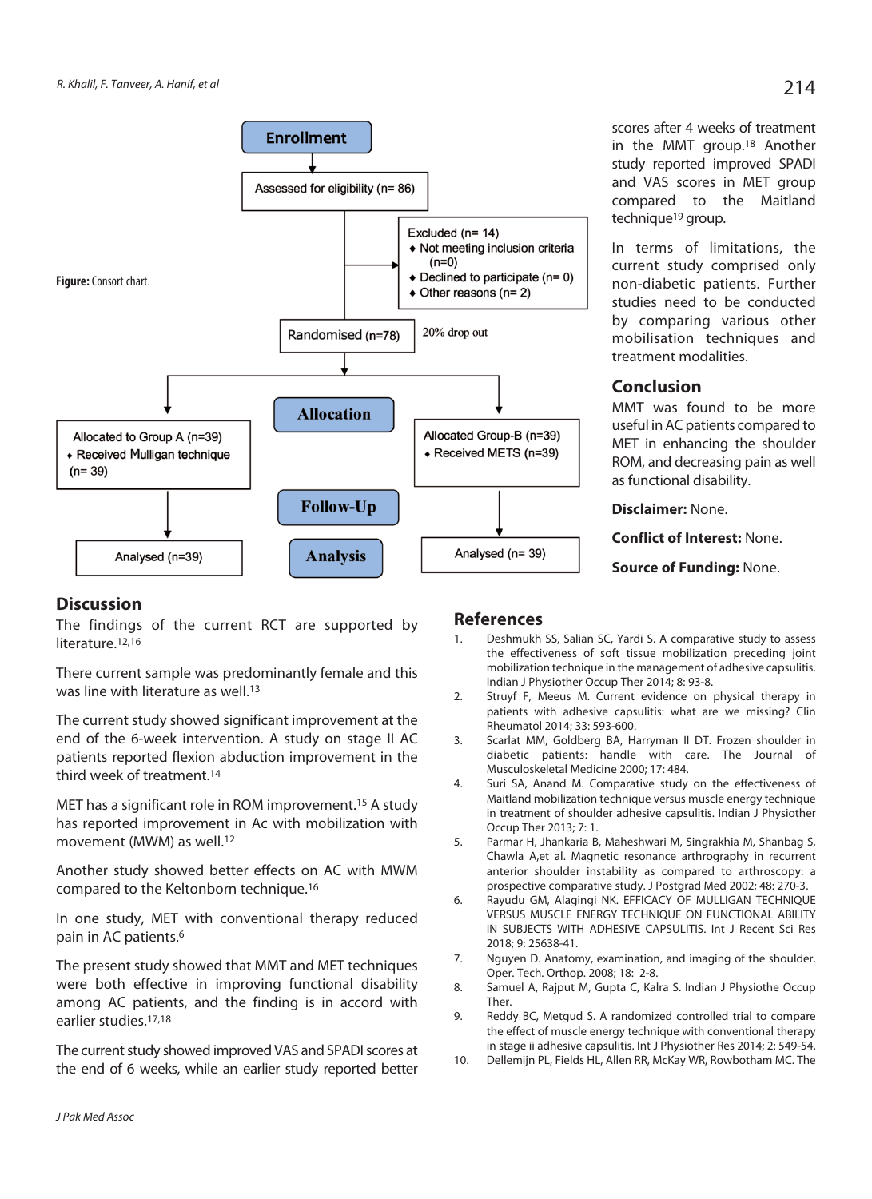Enrollment

Assessed for eligibility (n= 86)

Excluded (n= 14)
- Not meeting inclusion criteria (n=0)
- Declined to participate (n= 0)
- Other reasons (n= 2)

Randomised (n=78)

20% drop out

Allocation

Allocated to Group A (n=39)
- Received Mulligan technique (n= 39)

Allocated Group-B (n=39)
- Received METS (n=39)

Follow-Up

Analysis

Analysed (n=39)

Analysed (n= 39)

**Figure:** Consort chart.

scores after 4 weeks of treatment in the MMT group.[18] Another study reported improved SPADI and VAS scores in MET group compared to the Maitland technique[19] group.

In terms of limitations, the current study comprised only non-diabetic patients. Further studies need to be conducted by comparing various other mobilisation techniques and treatment modalities.

## Conclusion

MMT was found to be more useful in AC patients compared to MET in enhancing the shoulder ROM, and decreasing pain as well as functional disability.

**Disclaimer:** None.

**Conflict of Interest:** None.

**Source of Funding:** None.

## Discussion

The findings of the current RCT are supported by literature.[12,16]

There current sample was predominantly female and this was line with literature as well.[13]

The current study showed significant improvement at the end of the 6-week intervention. A study on stage II AC patients reported flexion abduction improvement in the third week of treatment.[14]

MET has a significant role in ROM improvement.[15] A study has reported improvement in Ac with mobilization with movement (MWM) as well.[12]

Another study showed better effects on AC with MWM compared to the Keltonborn technique.[16]

In one study, MET with conventional therapy reduced pain in AC patients.[6]

The present study showed that MMT and MET techniques were both effective in improving functional disability among AC patients, and the finding is in accord with earlier studies.[17,18]

The current study showed improved VAS and SPADI scores at the end of 6 weeks, while an earlier study reported better

## References

1. Deshmukh SS, Salian SC, Yardi S. A comparative study to assess the effectiveness of soft tissue mobilization preceding joint mobilization technique in the management of adhesive capsulitis. Indian J Physiother Occup Ther 2014; 8: 93-8.
2. Struyf F, Meeus M. Current evidence on physical therapy in patients with adhesive capsulitis: what are we missing? Clin Rheumatol 2014; 33: 593-600.
3. Scarlat MM, Goldberg BA, Harryman II DT. Frozen shoulder in diabetic patients: handle with care. The Journal of Musculoskeletal Medicine 2000; 17: 484.
4. Suri SA, Anand M. Comparative study on the effectiveness of Maitland mobilization technique versus muscle energy technique in treatment of shoulder adhesive capsulitis. Indian J Physiother Occup Ther 2013; 7: 1.
5. Parmar H, Jhankaria B, Maheshwari M, Singrakhia M, Shanbag S, Chawla A,et al. Magnetic resonance arthrography in recurrent anterior shoulder instability as compared to arthroscopy: a prospective comparative study. J Postgrad Med 2002; 48: 270-3.
6. Rayudu GM, Alagingi NK. EFFICACY OF MULLIGAN TECHNIQUE VERSUS MUSCLE ENERGY TECHNIQUE ON FUNCTIONAL ABILITY IN SUBJECTS WITH ADHESIVE CAPSULITIS. Int J Recent Sci Res 2018; 9: 25638-41.
7. Nguyen D. Anatomy, examination, and imaging of the shoulder. Oper. Tech. Orthop. 2008; 18: 2-8.
8. Samuel A, Rajput M, Gupta C, Kalra S. Indian J Physiothe Occup Ther.
9. Reddy BC, Metgud S. A randomized controlled trial to compare the effect of muscle energy technique with conventional therapy in stage ii adhesive capsulitis. Int J Physiother Res 2014; 2: 549-54.
10. Dellemijn PL, Fields HL, Allen RR, McKay WR, Rowbotham MC. The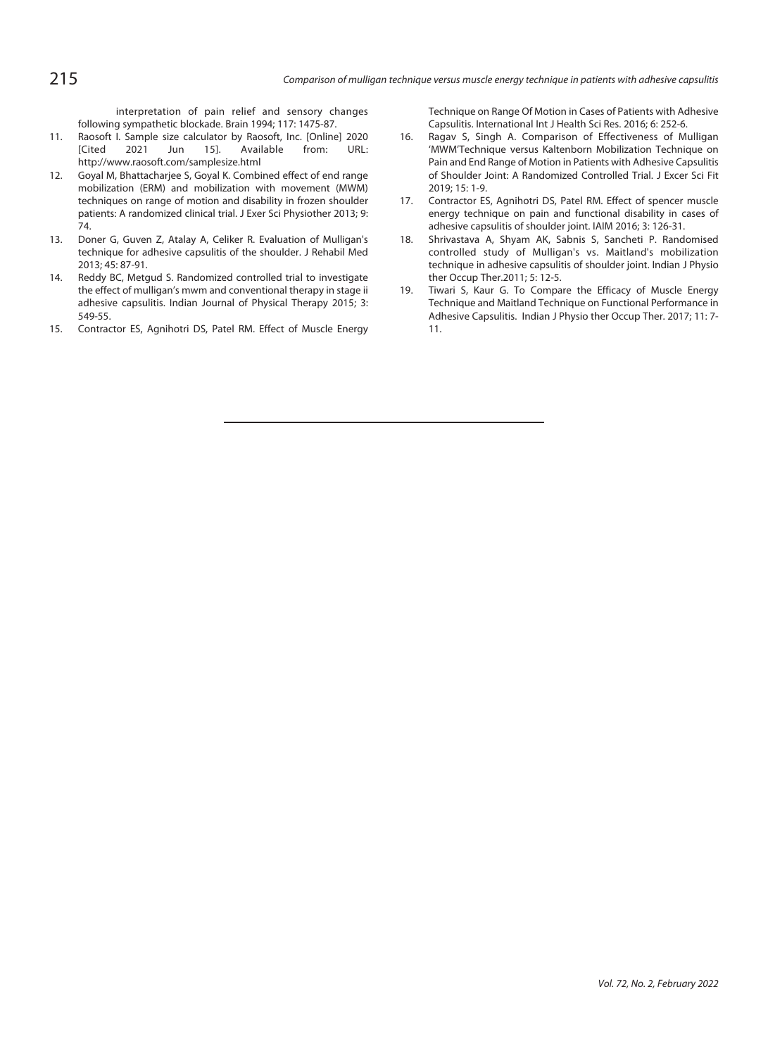interpretation of pain relief and sensory changes following sympathetic blockade. Brain 1994; 117: 1475-87.

11. Raosoft I. Sample size calculator by Raosoft, Inc. [Online] 2020 [Cited 2021 Jun 15]. Available from: URL: http://www.raosoft.com/samplesize.html
12. Goyal M, Bhattacharjee S, Goyal K. Combined effect of end range mobilization (ERM) and mobilization with movement (MWM) techniques on range of motion and disability in frozen shoulder patients: A randomized clinical trial. J Exer Sci Physiother 2013; 9: 74.
13. Doner G, Guven Z, Atalay A, Celiker R. Evaluation of Mulligan's technique for adhesive capsulitis of the shoulder. J Rehabil Med 2013; 45: 87-91.
14. Reddy BC, Metgud S. Randomized controlled trial to investigate the effect of mulligan's mwm and conventional therapy in stage ii adhesive capsulitis. Indian Journal of Physical Therapy 2015; 3: 549-55.
15. Contractor ES, Agnihotri DS, Patel RM. Effect of Muscle Energy Technique on Range Of Motion in Cases of Patients with Adhesive Capsulitis. International Int J Health Sci Res. 2016; 6: 252-6.
16. Ragav S, Singh A. Comparison of Effectiveness of Mulligan 'MWM'Technique versus Kaltenborn Mobilization Technique on Pain and End Range of Motion in Patients with Adhesive Capsulitis of Shoulder Joint: A Randomized Controlled Trial. J Excer Sci Fit 2019; 15: 1-9.
17. Contractor ES, Agnihotri DS, Patel RM. Effect of spencer muscle energy technique on pain and functional disability in cases of adhesive capsulitis of shoulder joint. IAIM 2016; 3: 126-31.
18. Shrivastava A, Shyam AK, Sabnis S, Sancheti P. Randomised controlled study of Mulligan's vs. Maitland's mobilization technique in adhesive capsulitis of shoulder joint. Indian J Physio ther Occup Ther.2011; 5: 12-5.
19. Tiwari S, Kaur G. To Compare the Efficacy of Muscle Energy Technique and Maitland Technique on Functional Performance in Adhesive Capsulitis. Indian J Physio ther Occup Ther. 2017; 11: 7-11.